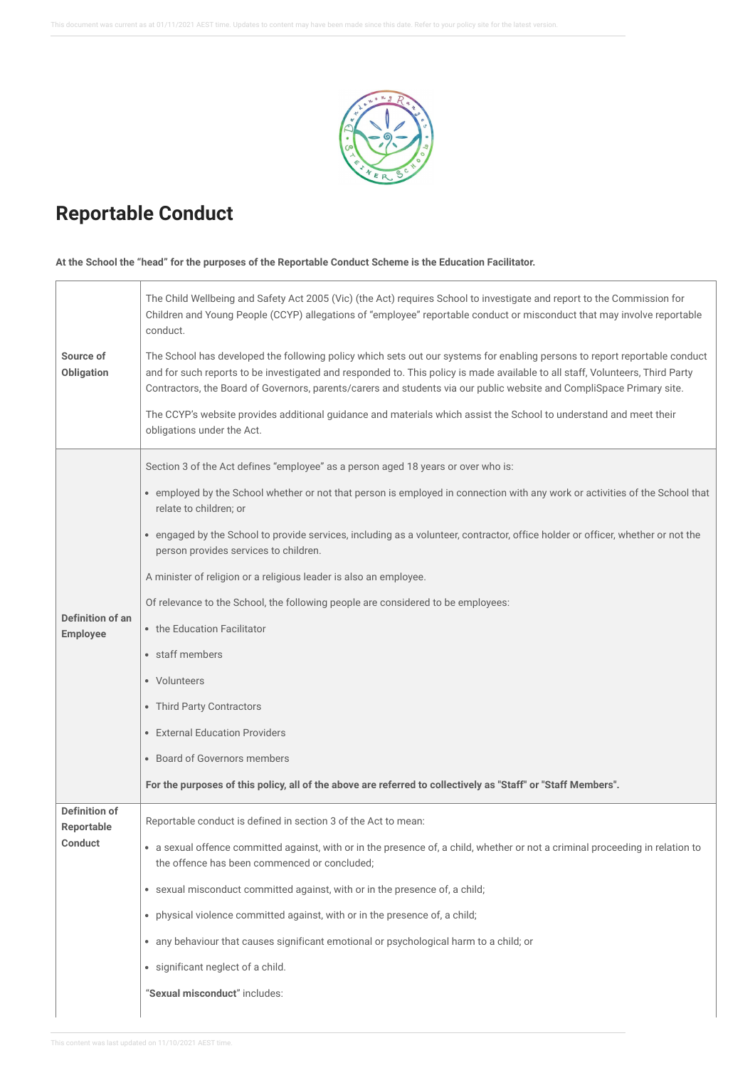# Reportable Conduct

**At the School the "head" for the purposes of the Reportable Conduct Scheme is the Education Facilitator.**

| | |
|---|---|
| **Source of Obligation** | The Child Wellbeing and Safety Act 2005 (Vic) (the Act) requires School to investigate and report to the Commission for Children and Young People (CCYP) allegations of "employee" reportable conduct or misconduct that may involve reportable conduct.<br><br>The School has developed the following policy which sets out our systems for enabling persons to report reportable conduct and for such reports to be investigated and responded to. This policy is made available to all staff, Volunteers, Third Party Contractors, the Board of Governors, parents/carers and students via our public website and CompliSpace Primary site.<br><br>The CCYP's website provides additional guidance and materials which assist the School to understand and meet their obligations under the Act. |
| **Definition of an Employee** | Section 3 of the Act defines "employee" as a person aged 18 years or over who is:<br><br>• employed by the School whether or not that person is employed in connection with any work or activities of the School that relate to children; or<br><br>• engaged by the School to provide services, including as a volunteer, contractor, office holder or officer, whether or not the person provides services to children.<br><br>A minister of religion or a religious leader is also an employee.<br><br>Of relevance to the School, the following people are considered to be employees:<br><br>• the Education Facilitator<br><br>• staff members<br><br>• Volunteers<br><br>• Third Party Contractors<br><br>• External Education Providers<br><br>• Board of Governors members<br><br>**For the purposes of this policy, all of the above are referred to collectively as "Staff" or "Staff Members".** |
| **Definition of Reportable Conduct** | Reportable conduct is defined in section 3 of the Act to mean:<br><br>• a sexual offence committed against, with or in the presence of, a child, whether or not a criminal proceeding in relation to the offence has been commenced or concluded;<br><br>• sexual misconduct committed against, with or in the presence of, a child;<br><br>• physical violence committed against, with or in the presence of, a child;<br><br>• any behaviour that causes significant emotional or psychological harm to a child; or<br><br>• significant neglect of a child.<br><br>"**Sexual misconduct**" includes: |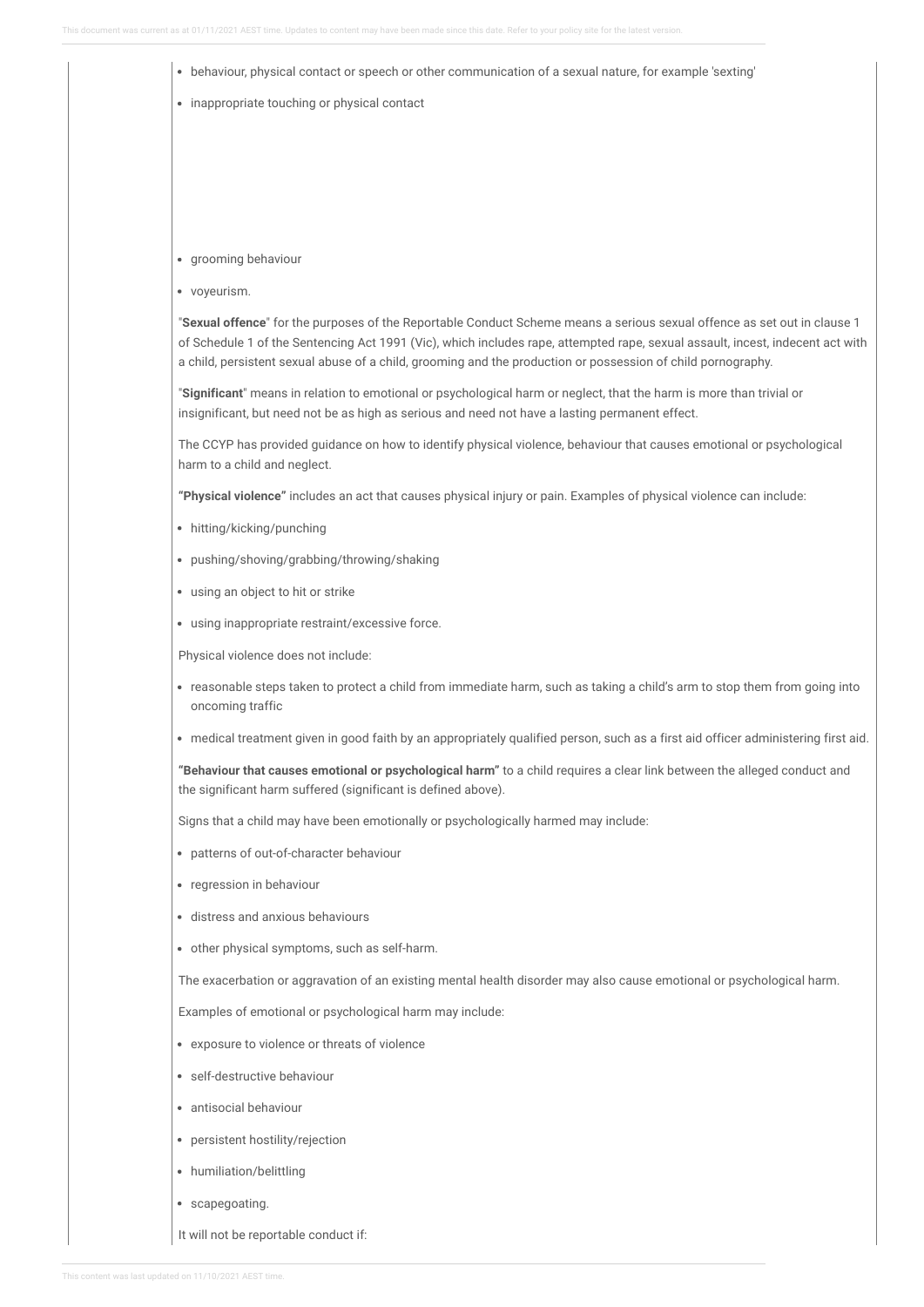- behaviour, physical contact or speech or other communication of a sexual nature, for example 'sexting'
- inappropriate touching or physical contact
- grooming behaviour
- voyeurism.

"**Sexual offence**" for the purposes of the Reportable Conduct Scheme means a serious sexual offence as set out in clause 1 of Schedule 1 of the Sentencing Act 1991 (Vic), which includes rape, attempted rape, sexual assault, incest, indecent act with a child, persistent sexual abuse of a child, grooming and the production or possession of child pornography.

"**Significant**" means in relation to emotional or psychological harm or neglect, that the harm is more than trivial or insignificant, but need not be as high as serious and need not have a lasting permanent effect.

The CCYP has provided guidance on how to identify physical violence, behaviour that causes emotional or psychological harm to a child and neglect.

**"Physical violence"** includes an act that causes physical injury or pain. Examples of physical violence can include:

- hitting/kicking/punching
- pushing/shoving/grabbing/throwing/shaking
- using an object to hit or strike
- using inappropriate restraint/excessive force.

Physical violence does not include:

- reasonable steps taken to protect a child from immediate harm, such as taking a child's arm to stop them from going into oncoming traffic
- medical treatment given in good faith by an appropriately qualified person, such as a first aid officer administering first aid.

**"Behaviour that causes emotional or psychological harm"** to a child requires a clear link between the alleged conduct and the significant harm suffered (significant is defined above).

Signs that a child may have been emotionally or psychologically harmed may include:

- patterns of out-of-character behaviour
- regression in behaviour
- distress and anxious behaviours
- other physical symptoms, such as self-harm.

The exacerbation or aggravation of an existing mental health disorder may also cause emotional or psychological harm.

Examples of emotional or psychological harm may include:

- exposure to violence or threats of violence
- self-destructive behaviour
- antisocial behaviour
- persistent hostility/rejection
- humiliation/belittling
- scapegoating.

It will not be reportable conduct if: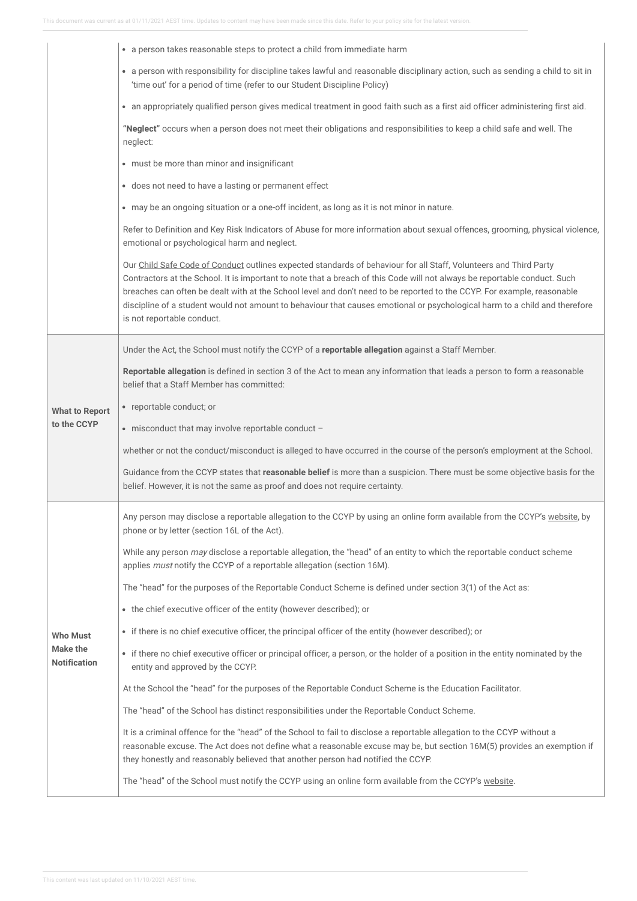| | |
|---|---|
| | • a person takes reasonable steps to protect a child from immediate harm<br><br>• a person with responsibility for discipline takes lawful and reasonable disciplinary action, such as sending a child to sit in 'time out' for a period of time (refer to our Student Discipline Policy)<br><br>• an appropriately qualified person gives medical treatment in good faith such as a first aid officer administering first aid.<br><br>**"Neglect"** occurs when a person does not meet their obligations and responsibilities to keep a child safe and well. The neglect:<br><br>• must be more than minor and insignificant<br><br>• does not need to have a lasting or permanent effect<br><br>• may be an ongoing situation or a one-off incident, as long as it is not minor in nature.<br><br>Refer to Definition and Key Risk Indicators of Abuse for more information about sexual offences, grooming, physical violence, emotional or psychological harm and neglect.<br><br>Our Child Safe Code of Conduct outlines expected standards of behaviour for all Staff, Volunteers and Third Party Contractors at the School. It is important to note that a breach of this Code will not always be reportable conduct. Such breaches can often be dealt with at the School level and don't need to be reported to the CCYP. For example, reasonable discipline of a student would not amount to behaviour that causes emotional or psychological harm to a child and therefore is not reportable conduct. |
| **What to Report to the CCYP** | Under the Act, the School must notify the CCYP of a **reportable allegation** against a Staff Member.<br><br>**Reportable allegation** is defined in section 3 of the Act to mean any information that leads a person to form a reasonable belief that a Staff Member has committed:<br><br>• reportable conduct; or<br><br>• misconduct that may involve reportable conduct –<br><br>whether or not the conduct/misconduct is alleged to have occurred in the course of the person's employment at the School.<br><br>Guidance from the CCYP states that **reasonable belief** is more than a suspicion. There must be some objective basis for the belief. However, it is not the same as proof and does not require certainty. |
| **Who Must Make the Notification** | Any person may disclose a reportable allegation to the CCYP by using an online form available from the CCYP's website, by phone or by letter (section 16L of the Act).<br><br>While any person *may* disclose a reportable allegation, the "head" of an entity to which the reportable conduct scheme applies *must* notify the CCYP of a reportable allegation (section 16M).<br><br>The "head" for the purposes of the Reportable Conduct Scheme is defined under section 3(1) of the Act as:<br><br>• the chief executive officer of the entity (however described); or<br><br>• if there is no chief executive officer, the principal officer of the entity (however described); or<br><br>• if there no chief executive officer or principal officer, a person, or the holder of a position in the entity nominated by the entity and approved by the CCYP.<br><br>At the School the "head" for the purposes of the Reportable Conduct Scheme is the Education Facilitator.<br><br>The "head" of the School has distinct responsibilities under the Reportable Conduct Scheme.<br><br>It is a criminal offence for the "head" of the School to fail to disclose a reportable allegation to the CCYP without a reasonable excuse. The Act does not define what a reasonable excuse may be, but section 16M(5) provides an exemption if they honestly and reasonably believed that another person had notified the CCYP.<br><br>The "head" of the School must notify the CCYP using an online form available from the CCYP's website. |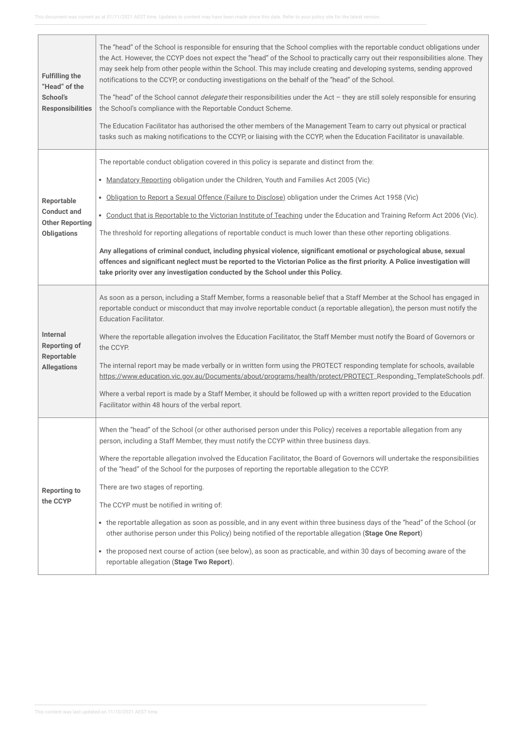| | |
|---|---|
| **Fulfilling the "Head" of the School's Responsibilities** | The "head" of the School is responsible for ensuring that the School complies with the reportable conduct obligations under the Act. However, the CCYP does not expect the "head" of the School to practically carry out their responsibilities alone. They may seek help from other people within the School. This may include creating and developing systems, sending approved notifications to the CCYP, or conducting investigations on the behalf of the "head" of the School.<br><br>The "head" of the School cannot *delegate* their responsibilities under the Act – they are still solely responsible for ensuring the School's compliance with the Reportable Conduct Scheme.<br><br>The Education Facilitator has authorised the other members of the Management Team to carry out physical or practical tasks such as making notifications to the CCYP, or liaising with the CCYP, when the Education Facilitator is unavailable. |
| **Reportable Conduct and Other Reporting Obligations** | The reportable conduct obligation covered in this policy is separate and distinct from the:<br><br>• Mandatory Reporting obligation under the Children, Youth and Families Act 2005 (Vic)<br>• Obligation to Report a Sexual Offence (Failure to Disclose) obligation under the Crimes Act 1958 (Vic)<br>• Conduct that is Reportable to the Victorian Institute of Teaching under the Education and Training Reform Act 2006 (Vic).<br><br>The threshold for reporting allegations of reportable conduct is much lower than these other reporting obligations.<br><br>**Any allegations of criminal conduct, including physical violence, significant emotional or psychological abuse, sexual offences and significant neglect must be reported to the Victorian Police as the first priority. A Police investigation will take priority over any investigation conducted by the School under this Policy.** |
| **Internal Reporting of Reportable Allegations** | As soon as a person, including a Staff Member, forms a reasonable belief that a Staff Member at the School has engaged in reportable conduct or misconduct that may involve reportable conduct (a reportable allegation), the person must notify the Education Facilitator.<br><br>Where the reportable allegation involves the Education Facilitator, the Staff Member must notify the Board of Governors or the CCYP.<br><br>The internal report may be made verbally or in written form using the PROTECT responding template for schools, available https://www.education.vic.gov.au/Documents/about/programs/health/protect/PROTECT_Responding_TemplateSchools.pdf.<br><br>Where a verbal report is made by a Staff Member, it should be followed up with a written report provided to the Education Facilitator within 48 hours of the verbal report. |
| **Reporting to the CCYP** | When the "head" of the School (or other authorised person under this Policy) receives a reportable allegation from any person, including a Staff Member, they must notify the CCYP within three business days.<br><br>Where the reportable allegation involved the Education Facilitator, the Board of Governors will undertake the responsibilities of the "head" of the School for the purposes of reporting the reportable allegation to the CCYP.<br><br>There are two stages of reporting.<br><br>The CCYP must be notified in writing of:<br><br>• the reportable allegation as soon as possible, and in any event within three business days of the "head" of the School (or other authorise person under this Policy) being notified of the reportable allegation (**Stage One Report**)<br>• the proposed next course of action (see below), as soon as practicable, and within 30 days of becoming aware of the reportable allegation (**Stage Two Report**). |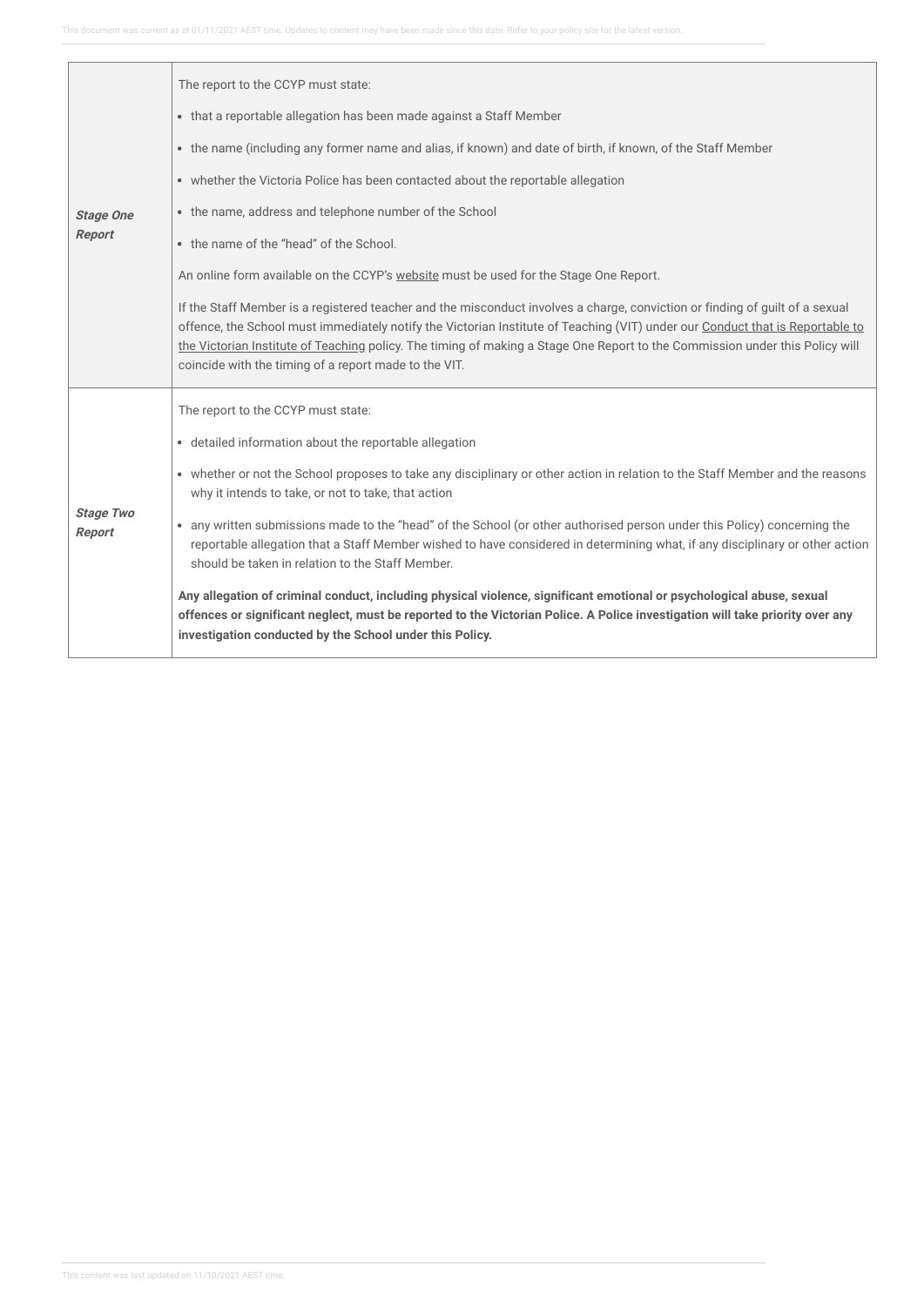| | |
|---|---|
| ***Stage One Report*** | The report to the CCYP must state:<br><br>• that a reportable allegation has been made against a Staff Member<br>• the name (including any former name and alias, if known) and date of birth, if known, of the Staff Member<br>• whether the Victoria Police has been contacted about the reportable allegation<br>• the name, address and telephone number of the School<br>• the name of the "head" of the School.<br><br>An online form available on the CCYP's website must be used for the Stage One Report.<br><br>If the Staff Member is a registered teacher and the misconduct involves a charge, conviction or finding of guilt of a sexual offence, the School must immediately notify the Victorian Institute of Teaching (VIT) under our Conduct that is Reportable to the Victorian Institute of Teaching policy. The timing of making a Stage One Report to the Commission under this Policy will coincide with the timing of a report made to the VIT. |
| ***Stage Two Report*** | The report to the CCYP must state:<br><br>• detailed information about the reportable allegation<br>• whether or not the School proposes to take any disciplinary or other action in relation to the Staff Member and the reasons why it intends to take, or not to take, that action<br>• any written submissions made to the "head" of the School (or other authorised person under this Policy) concerning the reportable allegation that a Staff Member wished to have considered in determining what, if any disciplinary or other action should be taken in relation to the Staff Member.<br><br>**Any allegation of criminal conduct, including physical violence, significant emotional or psychological abuse, sexual offences or significant neglect, must be reported to the Victorian Police. A Police investigation will take priority over any investigation conducted by the School under this Policy.** |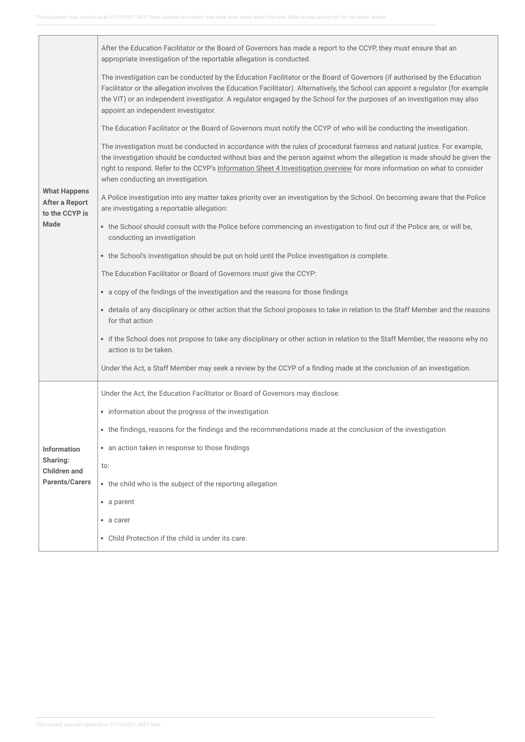| | |
|---|---|
| **What Happens After a Report to the CCYP is Made** | After the Education Facilitator or the Board of Governors has made a report to the CCYP, they must ensure that an appropriate investigation of the reportable allegation is conducted.<br><br>The investigation can be conducted by the Education Facilitator or the Board of Governors (if authorised by the Education Facilitator or the allegation involves the Education Facilitator). Alternatively, the School can appoint a regulator (for example the VIT) or an independent investigator. A regulator engaged by the School for the purposes of an investigation may also appoint an independent investigator.<br><br>The Education Facilitator or the Board of Governors must notify the CCYP of who will be conducting the investigation.<br><br>The investigation must be conducted in accordance with the rules of procedural fairness and natural justice. For example, the investigation should be conducted without bias and the person against whom the allegation is made should be given the right to respond. Refer to the CCYP's Information Sheet 4 Investigation overview for more information on what to consider when conducting an investigation.<br><br>A Police investigation into any matter takes priority over an investigation by the School. On becoming aware that the Police are investigating a reportable allegation:<br><br>• the School should consult with the Police before commencing an investigation to find out if the Police are, or will be, conducting an investigation<br>• the School's investigation should be put on hold until the Police investigation is complete.<br><br>The Education Facilitator or Board of Governors must give the CCYP:<br><br>• a copy of the findings of the investigation and the reasons for those findings<br>• details of any disciplinary or other action that the School proposes to take in relation to the Staff Member and the reasons for that action<br>• if the School does not propose to take any disciplinary or other action in relation to the Staff Member, the reasons why no action is to be taken.<br><br>Under the Act, a Staff Member may seek a review by the CCYP of a finding made at the conclusion of an investigation. |
| **Information Sharing: Children and Parents/Carers** | Under the Act, the Education Facilitator or Board of Governors may disclose:<br><br>• information about the progress of the investigation<br>• the findings, reasons for the findings and the recommendations made at the conclusion of the investigation<br>• an action taken in response to those findings<br><br>to:<br><br>• the child who is the subject of the reporting allegation<br>• a parent<br>• a carer<br>• Child Protection if the child is under its care. |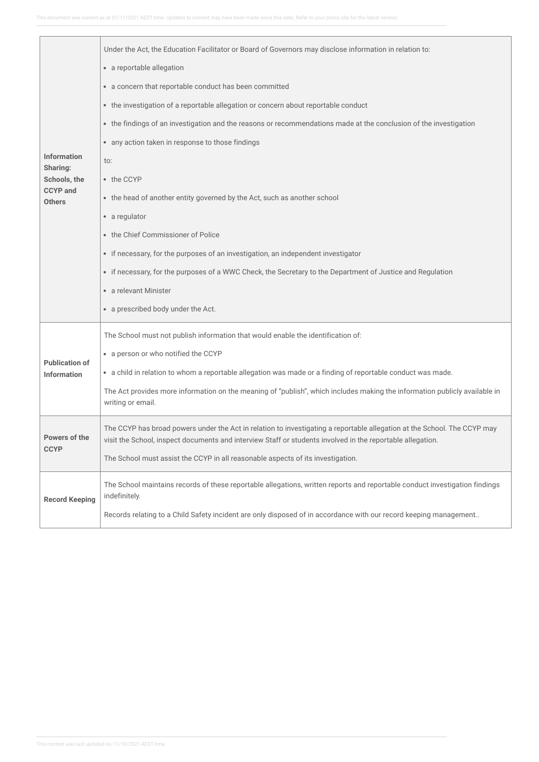| | |
|---|---|
| **Information Sharing: Schools, the CCYP and Others** | Under the Act, the Education Facilitator or Board of Governors may disclose information in relation to:<br>• a reportable allegation<br>• a concern that reportable conduct has been committed<br>• the investigation of a reportable allegation or concern about reportable conduct<br>• the findings of an investigation and the reasons or recommendations made at the conclusion of the investigation<br>• any action taken in response to those findings<br>to:<br>• the CCYP<br>• the head of another entity governed by the Act, such as another school<br>• a regulator<br>• the Chief Commissioner of Police<br>• if necessary, for the purposes of an investigation, an independent investigator<br>• if necessary, for the purposes of a WWC Check, the Secretary to the Department of Justice and Regulation<br>• a relevant Minister<br>• a prescribed body under the Act. |
| **Publication of Information** | The School must not publish information that would enable the identification of:<br>• a person or who notified the CCYP<br>• a child in relation to whom a reportable allegation was made or a finding of reportable conduct was made.<br>The Act provides more information on the meaning of "publish", which includes making the information publicly available in writing or email. |
| **Powers of the CCYP** | The CCYP has broad powers under the Act in relation to investigating a reportable allegation at the School. The CCYP may visit the School, inspect documents and interview Staff or students involved in the reportable allegation.<br>The School must assist the CCYP in all reasonable aspects of its investigation. |
| **Record Keeping** | The School maintains records of these reportable allegations, written reports and reportable conduct investigation findings indefinitely.<br>Records relating to a Child Safety incident are only disposed of in accordance with our record keeping management.. |